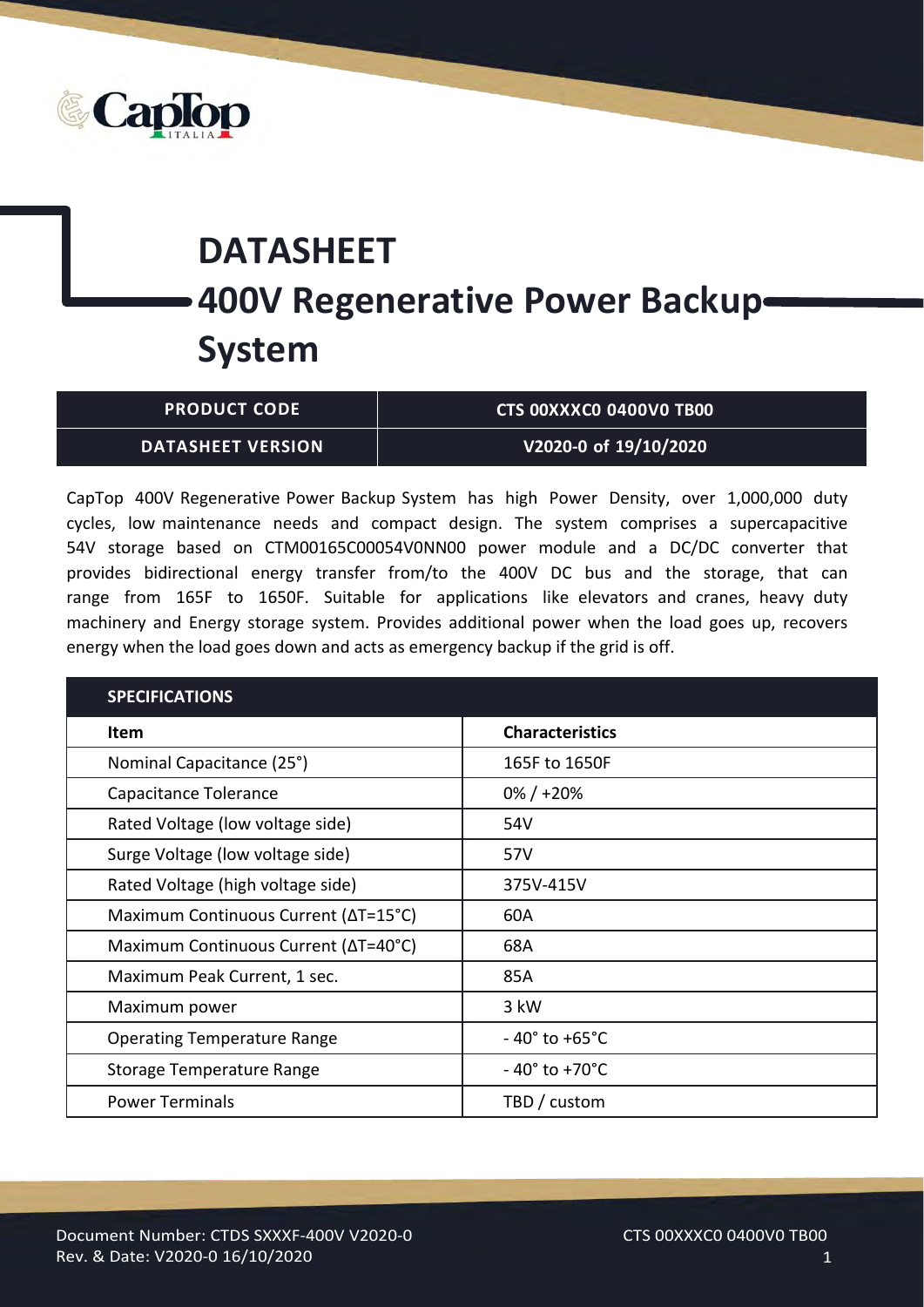# DATASHEET

# 400V Regenerative Power Backup System

| PRODUCT CODE | CTS 00XXXC0 0400V0 TB00 |
|---|---|
| DATASHEET VERSION | V2020-0 of 19/10/2020 |

CapTop 400V Regenerative Power Backup System has high Power Density, over 1,000,000 duty cycles, low maintenance needs and compact design. The system comprises a supercapacitive 54V storage based on CTM00165C00054V0NN00 power module and a DC/DC converter that provides bidirectional energy transfer from/to the 400V DC bus and the storage, that can range from 165F to 1650F. Suitable for applications like elevators and cranes, heavy duty machinery and Energy storage system. Provides additional power when the load goes up, recovers energy when the load goes down and acts as emergency backup if the grid is off.

| SPECIFICATIONS | |
|---|---|
| **Item** | **Characteristics** |
| Nominal Capacitance (25°) | 165F to 1650F |
| Capacitance Tolerance | 0% / +20% |
| Rated Voltage (low voltage side) | 54V |
| Surge Voltage (low voltage side) | 57V |
| Rated Voltage (high voltage side) | 375V-415V |
| Maximum Continuous Current ($\Delta T$=15°C) | 60A |
| Maximum Continuous Current ($\Delta T$=40°C) | 68A |
| Maximum Peak Current, 1 sec. | 85A |
| Maximum power | 3 kW |
| Operating Temperature Range | - 40° to +65°C |
| Storage Temperature Range | - 40° to +70°C |
| Power Terminals | TBD / custom |

Document Number: CTDS SXXXF-400V V2020-0
Rev. & Date: V2020-0 16/10/2020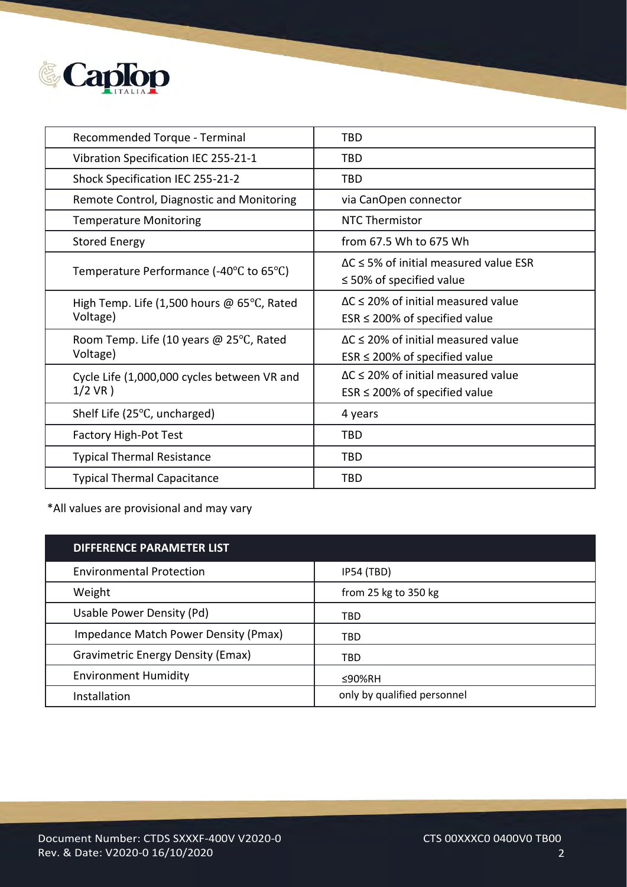| | |
|---|---|
| Recommended Torque - Terminal | TBD |
| Vibration Specification IEC 255-21-1 | TBD |
| Shock Specification IEC 255-21-2 | TBD |
| Remote Control, Diagnostic and Monitoring | via CanOpen connector |
| Temperature Monitoring | NTC Thermistor |
| Stored Energy | from 67.5 Wh to 675 Wh |
| Temperature Performance (-40°C to 65°C) | ΔC ≤ 5% of initial measured value ESR ≤ 50% of specified value |
| High Temp. Life (1,500 hours @ 65°C, Rated Voltage) | ΔC ≤ 20% of initial measured value ESR ≤ 200% of specified value |
| Room Temp. Life (10 years @ 25°C, Rated Voltage) | ΔC ≤ 20% of initial measured value ESR ≤ 200% of specified value |
| Cycle Life (1,000,000 cycles between VR and 1/2 VR ) | ΔC ≤ 20% of initial measured value ESR ≤ 200% of specified value |
| Shelf Life (25°C, uncharged) | 4 years |
| Factory High-Pot Test | TBD |
| Typical Thermal Resistance | TBD |
| Typical Thermal Capacitance | TBD |

*All values are provisional and may vary

| DIFFERENCE PARAMETER LIST | |
|---|---|
| Environmental Protection | IP54 (TBD) |
| Weight | from 25 kg to 350 kg |
| Usable Power Density (Pd) | TBD |
| Impedance Match Power Density (Pmax) | TBD |
| Gravimetric Energy Density (Emax) | TBD |
| Environment Humidity | ≤90%RH |
| Installation | only by qualified personnel |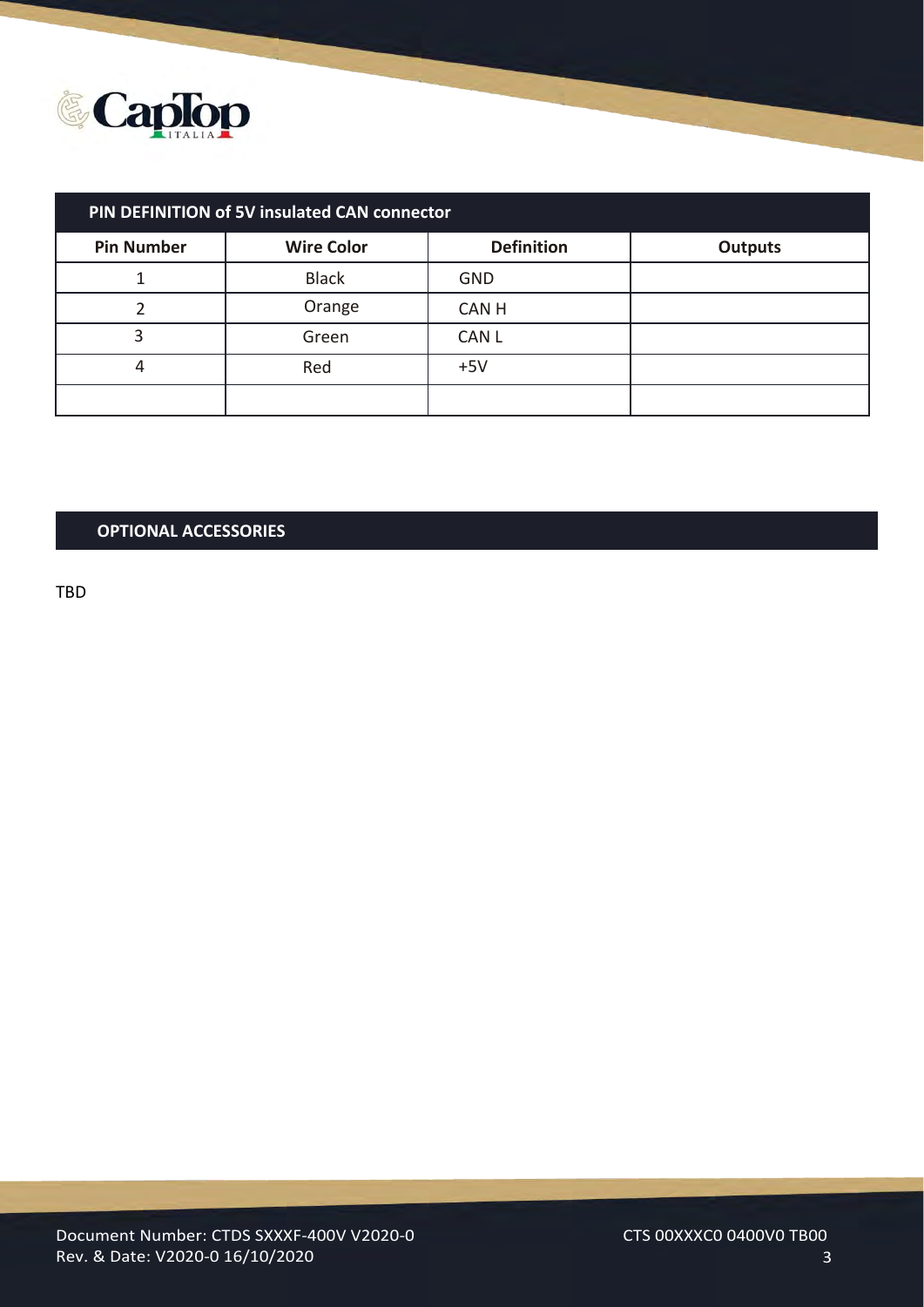## PIN DEFINITION of 5V insulated CAN connector

| Pin Number | Wire Color | Definition | Outputs |
|---|---|---|---|
| 1 | Black | GND | |
| 2 | Orange | CAN H | |
| 3 | Green | CAN L | |
| 4 | Red | +5V | |
| | | | |

## OPTIONAL ACCESSORIES

TBD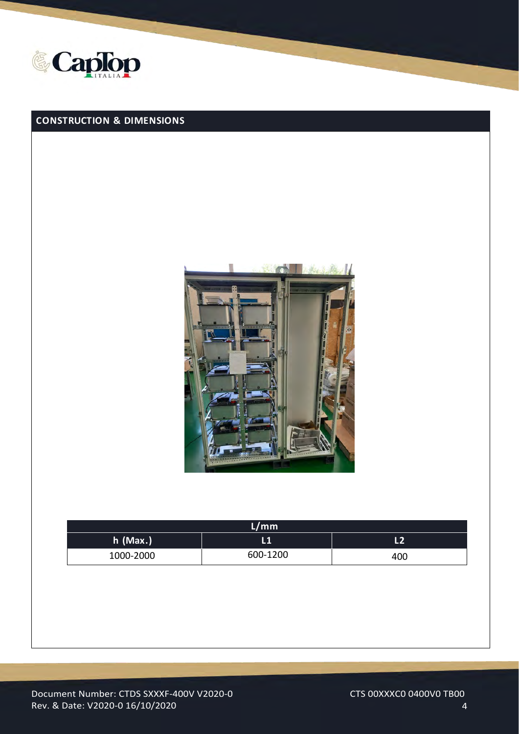## CONSTRUCTION & DIMENSIONS

| L/mm | | |
|---|---|---|
| h (Max.) | L1 | L2 |
| 1000-2000 | 600-1200 | 400 |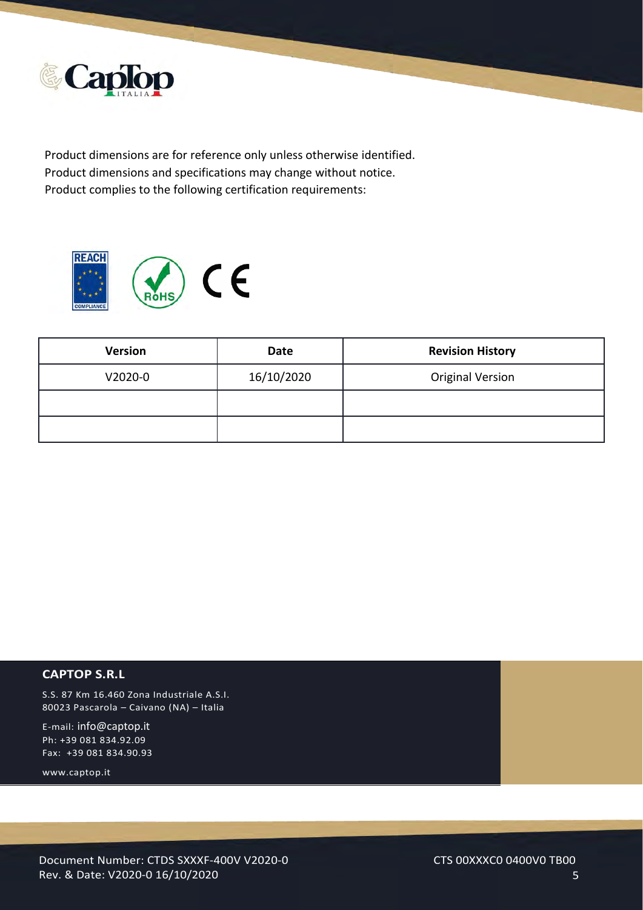Product dimensions are for reference only unless otherwise identified.
Product dimensions and specifications may change without notice.
Product complies to the following certification requirements:

| Version | Date | Revision History |
|---|---|---|
| V2020-0 | 16/10/2020 | Original Version |
| | | |
| | | |

**CAPTOP S.R.L**

S.S. 87 Km 16.460 Zona Industriale A.S.I.
80023 Pascarola – Caivano (NA) – Italia

E-mail: info@captop.it
Ph: +39 081 834.92.09
Fax: +39 081 834.90.93

www.captop.it